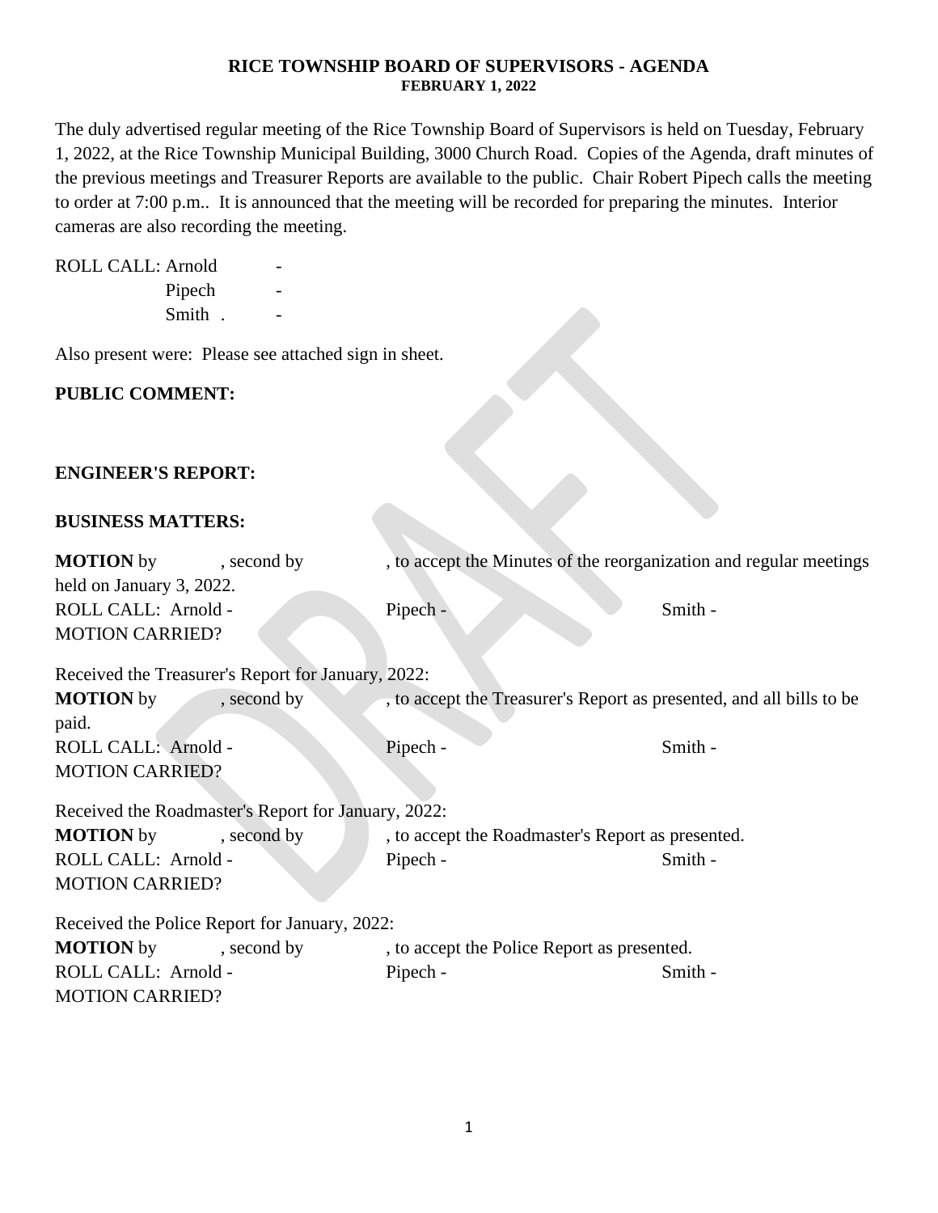**RICE TOWNSHIP BOARD OF SUPERVISORS - AGENDA**
**FEBRUARY 1, 2022**

The duly advertised regular meeting of the Rice Township Board of Supervisors is held on Tuesday, February 1, 2022, at the Rice Township Municipal Building, 3000 Church Road. Copies of the Agenda, draft minutes of the previous meetings and Treasurer Reports are available to the public. Chair Robert Pipech calls the meeting to order at 7:00 p.m.. It is announced that the meeting will be recorded for preparing the minutes. Interior cameras are also recording the meeting.

ROLL CALL: Arnold -
Pipech -
Smith . -

Also present were: Please see attached sign in sheet.

**PUBLIC COMMENT:**

**ENGINEER'S REPORT:**

**BUSINESS MATTERS:**

**MOTION** by , second by , to accept the Minutes of the reorganization and regular meetings held on January 3, 2022.
ROLL CALL: Arnold - Pipech - Smith -
MOTION CARRIED?

Received the Treasurer's Report for January, 2022:
**MOTION** by , second by , to accept the Treasurer's Report as presented, and all bills to be paid.
ROLL CALL: Arnold - Pipech - Smith -
MOTION CARRIED?

Received the Roadmaster's Report for January, 2022:
**MOTION** by , second by , to accept the Roadmaster's Report as presented.
ROLL CALL: Arnold - Pipech - Smith -
MOTION CARRIED?

Received the Police Report for January, 2022:
**MOTION** by , second by , to accept the Police Report as presented.
ROLL CALL: Arnold - Pipech - Smith -
MOTION CARRIED?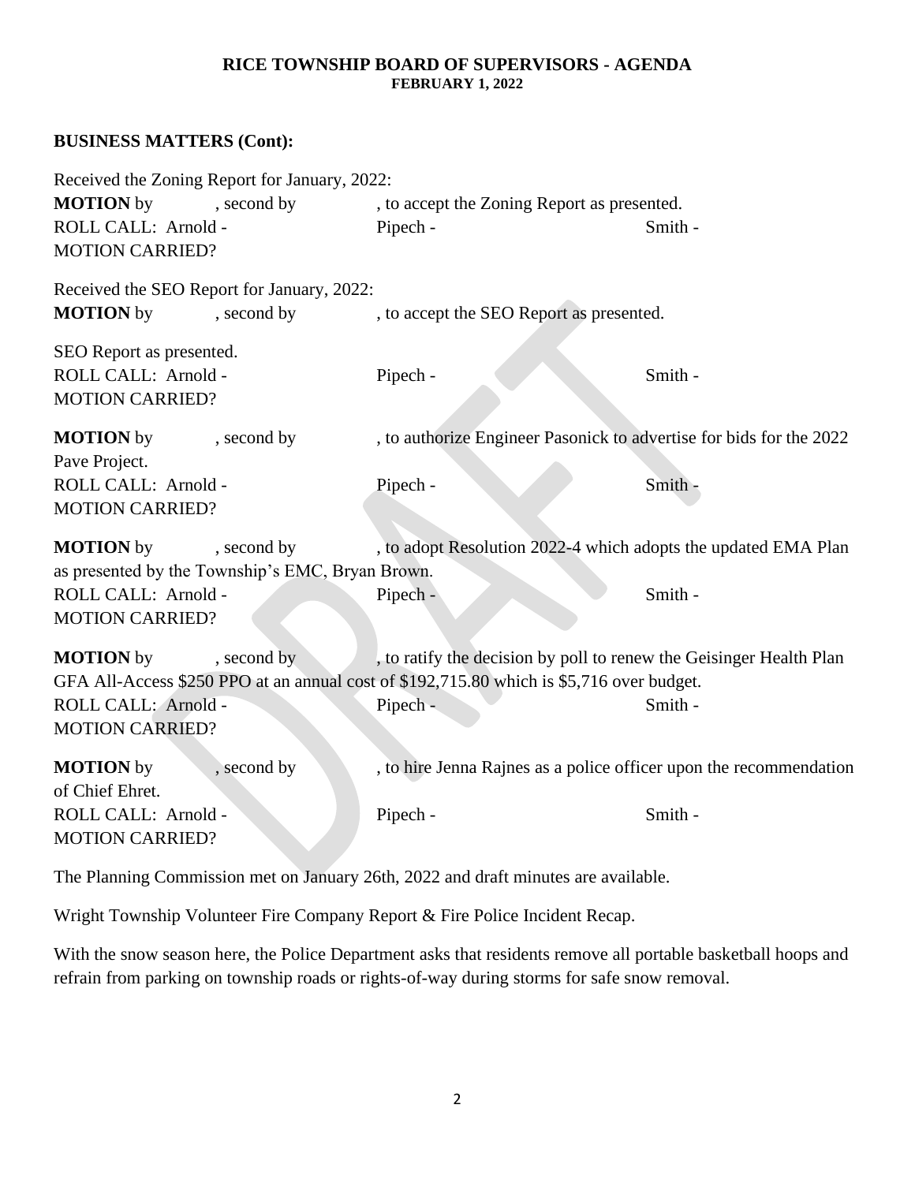**RICE TOWNSHIP BOARD OF SUPERVISORS - AGENDA**
**FEBRUARY 1, 2022**

## BUSINESS MATTERS (Cont):

Received the Zoning Report for January, 2022:
**MOTION** by , second by , to accept the Zoning Report as presented.
ROLL CALL: Arnold - Pipech - Smith -
MOTION CARRIED?

Received the SEO Report for January, 2022:
**MOTION** by , second by , to accept the SEO Report as presented.

SEO Report as presented.
ROLL CALL: Arnold - Pipech - Smith -
MOTION CARRIED?

**MOTION** by , second by , to authorize Engineer Pasonick to advertise for bids for the 2022 Pave Project.
ROLL CALL: Arnold - Pipech - Smith -
MOTION CARRIED?

**MOTION** by , second by , to adopt Resolution 2022-4 which adopts the updated EMA Plan as presented by the Township's EMC, Bryan Brown.
ROLL CALL: Arnold - Pipech - Smith -
MOTION CARRIED?

**MOTION** by , second by , to ratify the decision by poll to renew the Geisinger Health Plan GFA All-Access $250 PPO at an annual cost of $192,715.80 which is $5,716 over budget.
ROLL CALL: Arnold - Pipech - Smith -
MOTION CARRIED?

**MOTION** by , second by , to hire Jenna Rajnes as a police officer upon the recommendation of Chief Ehret.
ROLL CALL: Arnold - Pipech - Smith -
MOTION CARRIED?

The Planning Commission met on January 26th, 2022 and draft minutes are available.

Wright Township Volunteer Fire Company Report & Fire Police Incident Recap.

With the snow season here, the Police Department asks that residents remove all portable basketball hoops and refrain from parking on township roads or rights-of-way during storms for safe snow removal.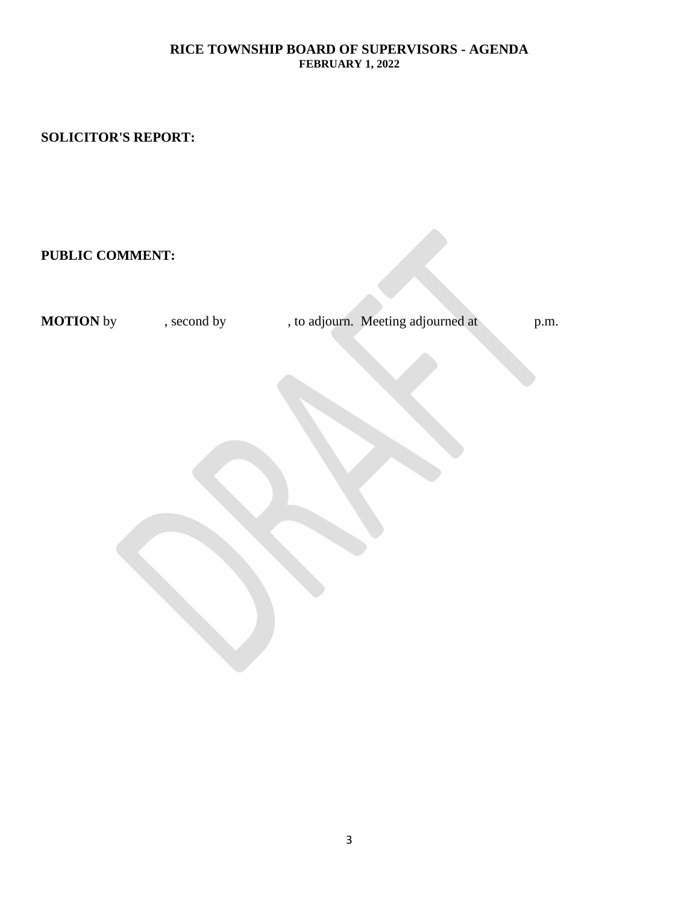**SOLICITOR'S REPORT:**

**PUBLIC COMMENT:**

**MOTION** by , second by , to adjourn. Meeting adjourned at p.m.